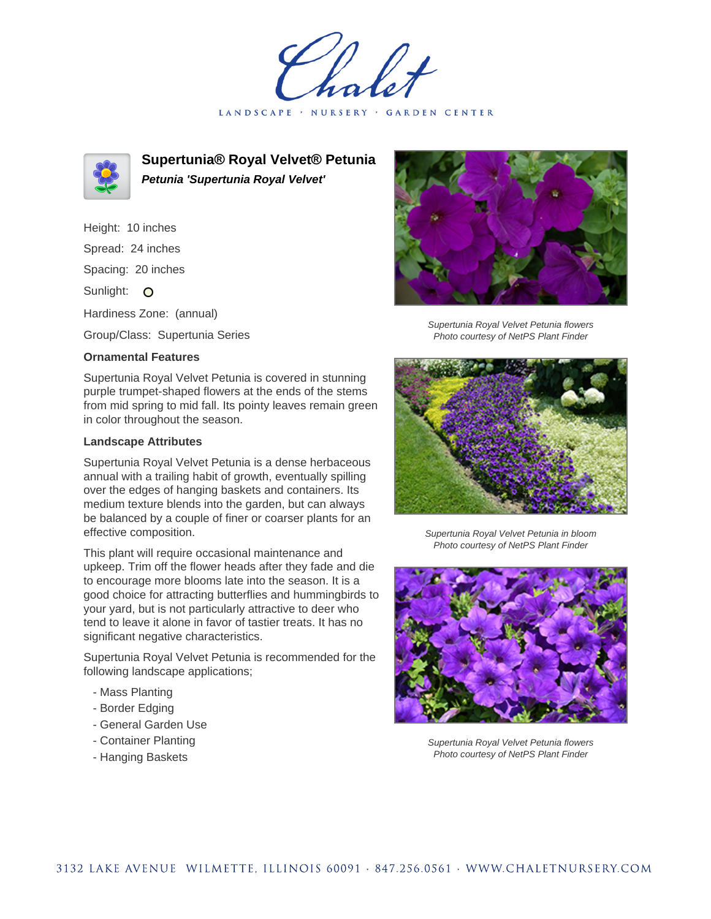# Supertunia® Royal Velvet® Petunia

***Petunia 'Supertunia Royal Velvet'***

Height: 10 inches

Spread: 24 inches

Spacing: 20 inches

Sunlight: O

Hardiness Zone: (annual)

Group/Class: Supertunia Series

### Ornamental Features

Supertunia Royal Velvet Petunia is covered in stunning purple trumpet-shaped flowers at the ends of the stems from mid spring to mid fall. Its pointy leaves remain green in color throughout the season.

### Landscape Attributes

Supertunia Royal Velvet Petunia is a dense herbaceous annual with a trailing habit of growth, eventually spilling over the edges of hanging baskets and containers. Its medium texture blends into the garden, but can always be balanced by a couple of finer or coarser plants for an effective composition.

This plant will require occasional maintenance and upkeep. Trim off the flower heads after they fade and die to encourage more blooms late into the season. It is a good choice for attracting butterflies and hummingbirds to your yard, but is not particularly attractive to deer who tend to leave it alone in favor of tastier treats. It has no significant negative characteristics.

Supertunia Royal Velvet Petunia is recommended for the following landscape applications;

- Mass Planting
- Border Edging
- General Garden Use
- Container Planting
- Hanging Baskets

*Supertunia Royal Velvet Petunia flowers*
*Photo courtesy of NetPS Plant Finder*

*Supertunia Royal Velvet Petunia in bloom*
*Photo courtesy of NetPS Plant Finder*

*Supertunia Royal Velvet Petunia flowers*
*Photo courtesy of NetPS Plant Finder*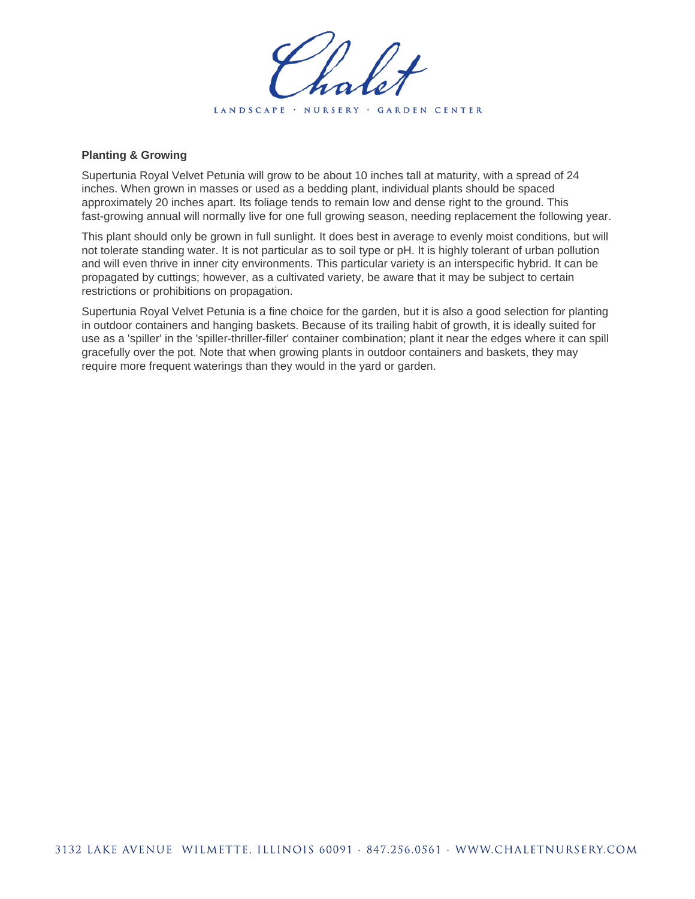**Planting & Growing**

Supertunia Royal Velvet Petunia will grow to be about 10 inches tall at maturity, with a spread of 24 inches. When grown in masses or used as a bedding plant, individual plants should be spaced approximately 20 inches apart. Its foliage tends to remain low and dense right to the ground. This fast-growing annual will normally live for one full growing season, needing replacement the following year.

This plant should only be grown in full sunlight. It does best in average to evenly moist conditions, but will not tolerate standing water. It is not particular as to soil type or pH. It is highly tolerant of urban pollution and will even thrive in inner city environments. This particular variety is an interspecific hybrid. It can be propagated by cuttings; however, as a cultivated variety, be aware that it may be subject to certain restrictions or prohibitions on propagation.

Supertunia Royal Velvet Petunia is a fine choice for the garden, but it is also a good selection for planting in outdoor containers and hanging baskets. Because of its trailing habit of growth, it is ideally suited for use as a 'spiller' in the 'spiller-thriller-filler' container combination; plant it near the edges where it can spill gracefully over the pot. Note that when growing plants in outdoor containers and baskets, they may require more frequent waterings than they would in the yard or garden.